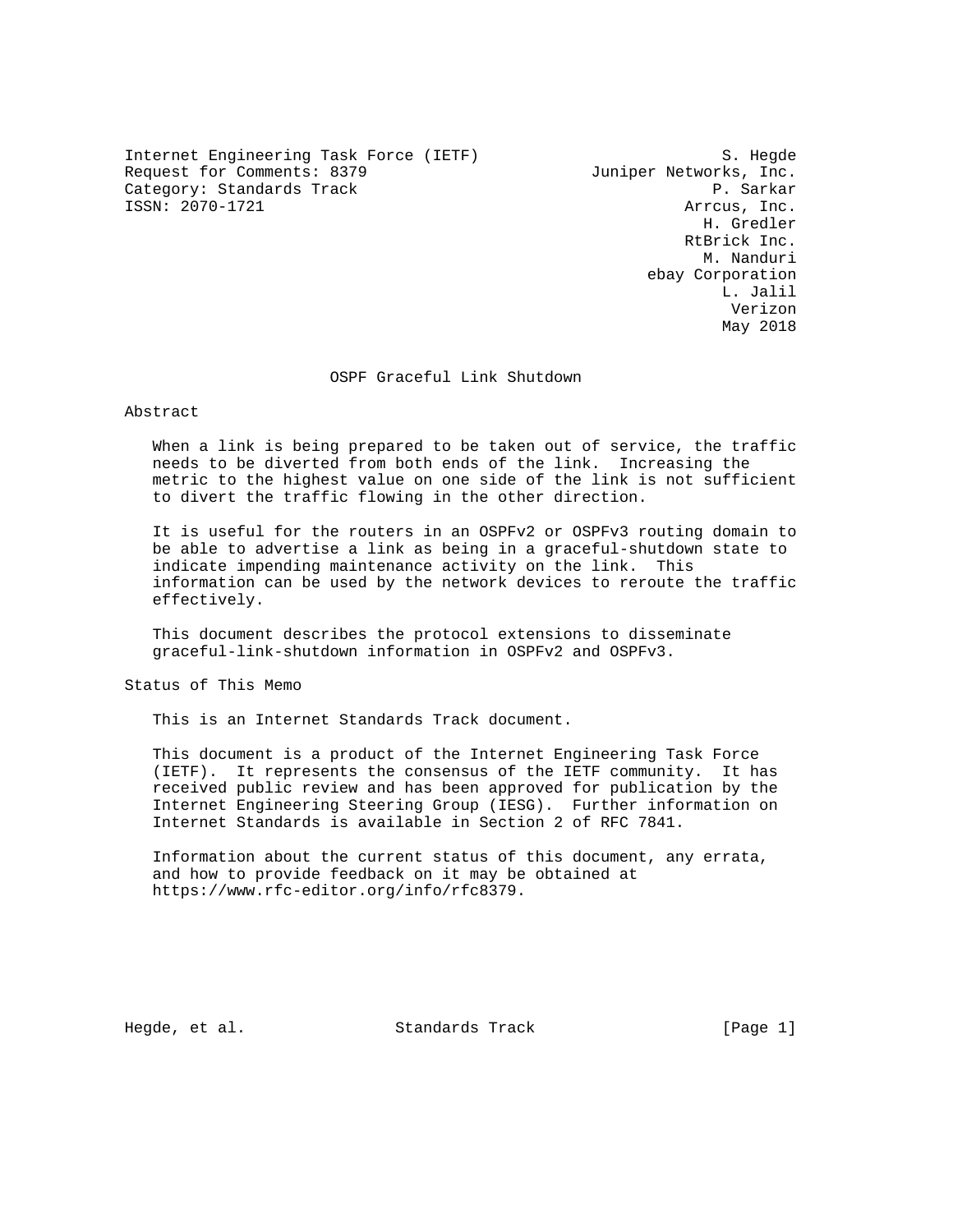Internet Engineering Task Force (IETF)                          S. Hegde
Request for Comments: 8379                        Juniper Networks, Inc.
Category: Standards Track                                      P. Sarkar
ISSN: 2070-1721                                             Arrcus, Inc.
                                                              H. Gredler
                                                            RtBrick Inc.
                                                              M. Nanduri
                                                       ebay Corporation
                                                                L. Jalil
                                                                 Verizon
                                                                May 2018

# OSPF Graceful Link Shutdown

## Abstract

When a link is being prepared to be taken out of service, the traffic needs to be diverted from both ends of the link. Increasing the metric to the highest value on one side of the link is not sufficient to divert the traffic flowing in the other direction.

It is useful for the routers in an OSPFv2 or OSPFv3 routing domain to be able to advertise a link as being in a graceful-shutdown state to indicate impending maintenance activity on the link. This information can be used by the network devices to reroute the traffic effectively.

This document describes the protocol extensions to disseminate graceful-link-shutdown information in OSPFv2 and OSPFv3.

## Status of This Memo

This is an Internet Standards Track document.

This document is a product of the Internet Engineering Task Force (IETF). It represents the consensus of the IETF community. It has received public review and has been approved for publication by the Internet Engineering Steering Group (IESG). Further information on Internet Standards is available in Section 2 of RFC 7841.

Information about the current status of this document, any errata, and how to provide feedback on it may be obtained at https://www.rfc-editor.org/info/rfc8379.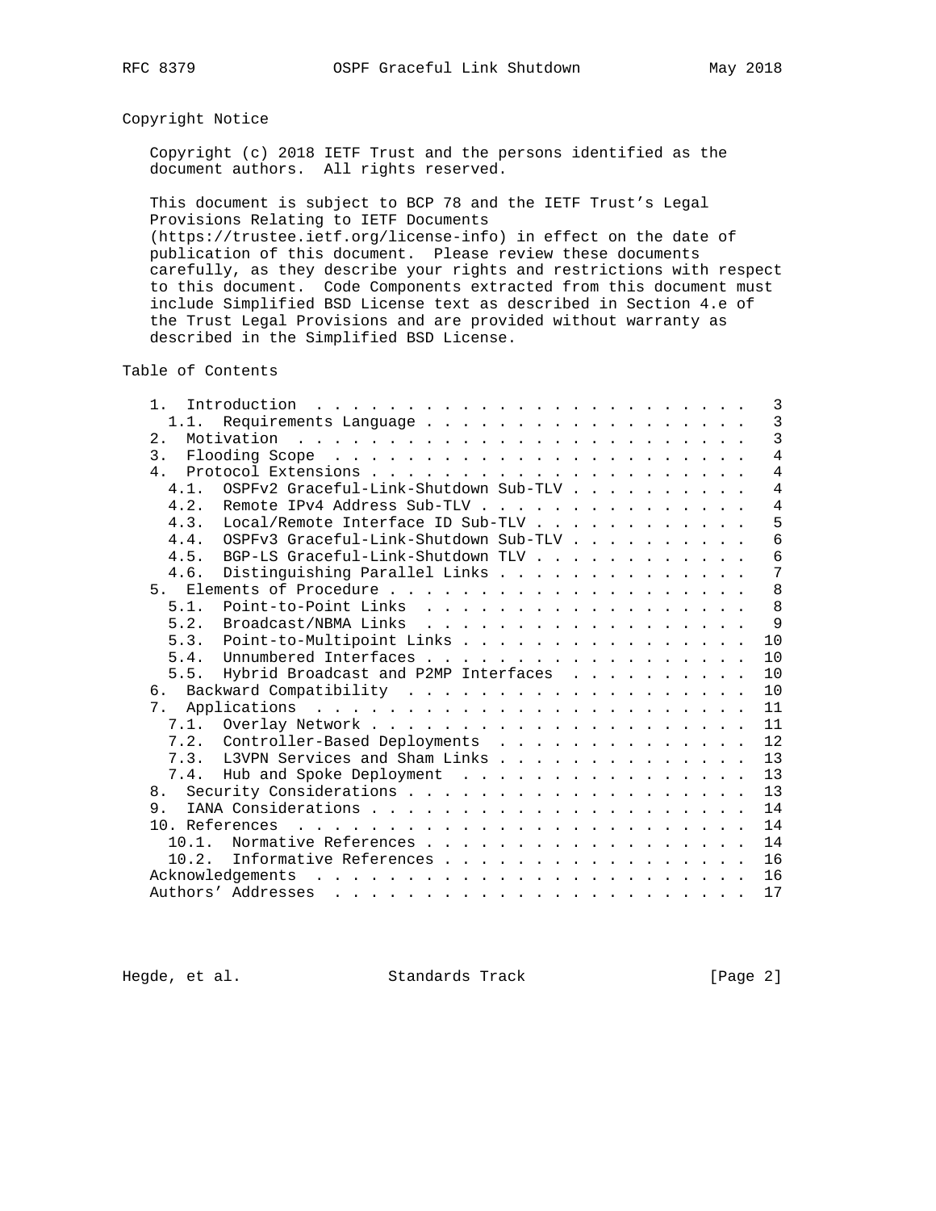## Copyright Notice

Copyright (c) 2018 IETF Trust and the persons identified as the document authors. All rights reserved.

This document is subject to BCP 78 and the IETF Trust's Legal Provisions Relating to IETF Documents (https://trustee.ietf.org/license-info) in effect on the date of publication of this document. Please review these documents carefully, as they describe your rights and restrictions with respect to this document. Code Components extracted from this document must include Simplified BSD License text as described in Section 4.e of the Trust Legal Provisions and are provided without warranty as described in the Simplified BSD License.

## Table of Contents

```
   1.  Introduction  . . . . . . . . . . . . . . . . . . . . . . . .   3
     1.1.  Requirements Language . . . . . . . . . . . . . . . . . .   3
   2.  Motivation  . . . . . . . . . . . . . . . . . . . . . . . . .   3
   3.  Flooding Scope  . . . . . . . . . . . . . . . . . . . . . . .   4
   4.  Protocol Extensions . . . . . . . . . . . . . . . . . . . . .   4
     4.1.  OSPFv2 Graceful-Link-Shutdown Sub-TLV . . . . . . . . . .   4
     4.2.  Remote IPv4 Address Sub-TLV . . . . . . . . . . . . . . .   4
     4.3.  Local/Remote Interface ID Sub-TLV . . . . . . . . . . . .   5
     4.4.  OSPFv3 Graceful-Link-Shutdown Sub-TLV . . . . . . . . . .   6
     4.5.  BGP-LS Graceful-Link-Shutdown TLV . . . . . . . . . . . .   6
     4.6.  Distinguishing Parallel Links . . . . . . . . . . . . . .   7
   5.  Elements of Procedure . . . . . . . . . . . . . . . . . . . .   8
     5.1.  Point-to-Point Links  . . . . . . . . . . . . . . . . . .   8
     5.2.  Broadcast/NBMA Links  . . . . . . . . . . . . . . . . . .   9
     5.3.  Point-to-Multipoint Links . . . . . . . . . . . . . . . .  10
     5.4.  Unnumbered Interfaces . . . . . . . . . . . . . . . . . .  10
     5.5.  Hybrid Broadcast and P2MP Interfaces  . . . . . . . . . .  10
   6.  Backward Compatibility  . . . . . . . . . . . . . . . . . . .  10
   7.  Applications  . . . . . . . . . . . . . . . . . . . . . . . .  11
     7.1.  Overlay Network . . . . . . . . . . . . . . . . . . . . .  11
     7.2.  Controller-Based Deployments  . . . . . . . . . . . . . .  12
     7.3.  L3VPN Services and Sham Links . . . . . . . . . . . . . .  13
     7.4.  Hub and Spoke Deployment  . . . . . . . . . . . . . . . .  13
   8.  Security Considerations . . . . . . . . . . . . . . . . . . .  13
   9.  IANA Considerations . . . . . . . . . . . . . . . . . . . . .  14
   10. References  . . . . . . . . . . . . . . . . . . . . . . . . .  14
     10.1.  Normative References . . . . . . . . . . . . . . . . . .  14
     10.2.  Informative References . . . . . . . . . . . . . . . . .  16
   Acknowledgements  . . . . . . . . . . . . . . . . . . . . . . . .  16
   Authors' Addresses  . . . . . . . . . . . . . . . . . . . . . . .  17
```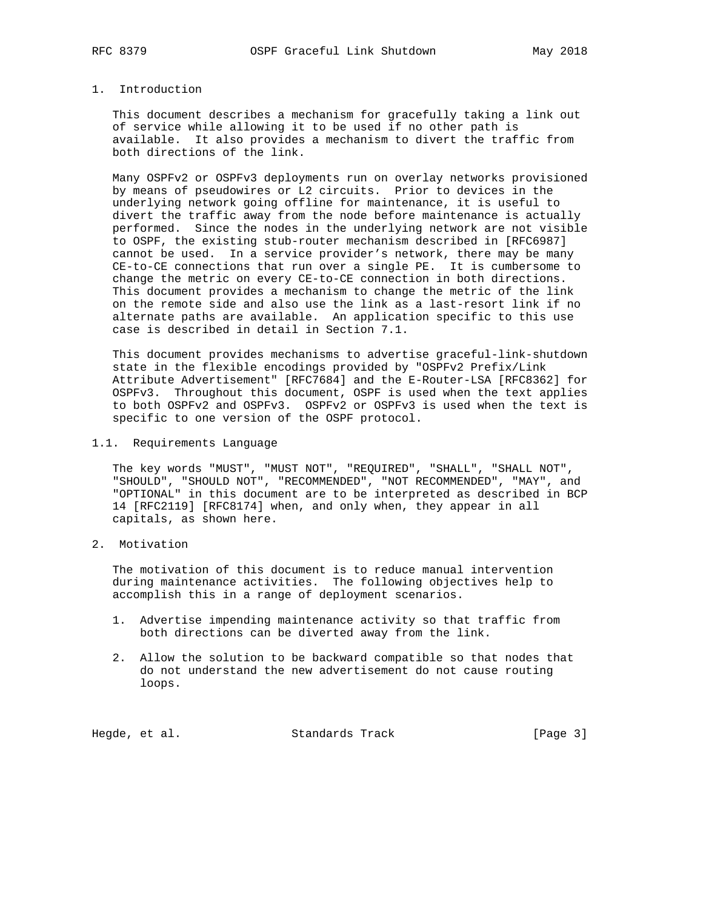## 1. Introduction

This document describes a mechanism for gracefully taking a link out of service while allowing it to be used if no other path is available. It also provides a mechanism to divert the traffic from both directions of the link.

Many OSPFv2 or OSPFv3 deployments run on overlay networks provisioned by means of pseudowires or L2 circuits. Prior to devices in the underlying network going offline for maintenance, it is useful to divert the traffic away from the node before maintenance is actually performed. Since the nodes in the underlying network are not visible to OSPF, the existing stub-router mechanism described in [RFC6987] cannot be used. In a service provider's network, there may be many CE-to-CE connections that run over a single PE. It is cumbersome to change the metric on every CE-to-CE connection in both directions. This document provides a mechanism to change the metric of the link on the remote side and also use the link as a last-resort link if no alternate paths are available. An application specific to this use case is described in detail in Section 7.1.

This document provides mechanisms to advertise graceful-link-shutdown state in the flexible encodings provided by "OSPFv2 Prefix/Link Attribute Advertisement" [RFC7684] and the E-Router-LSA [RFC8362] for OSPFv3. Throughout this document, OSPF is used when the text applies to both OSPFv2 and OSPFv3. OSPFv2 or OSPFv3 is used when the text is specific to one version of the OSPF protocol.

### 1.1. Requirements Language

The key words "MUST", "MUST NOT", "REQUIRED", "SHALL", "SHALL NOT", "SHOULD", "SHOULD NOT", "RECOMMENDED", "NOT RECOMMENDED", "MAY", and "OPTIONAL" in this document are to be interpreted as described in BCP 14 [RFC2119] [RFC8174] when, and only when, they appear in all capitals, as shown here.

## 2. Motivation

The motivation of this document is to reduce manual intervention during maintenance activities. The following objectives help to accomplish this in a range of deployment scenarios.

1. Advertise impending maintenance activity so that traffic from both directions can be diverted away from the link.
2. Allow the solution to be backward compatible so that nodes that do not understand the new advertisement do not cause routing loops.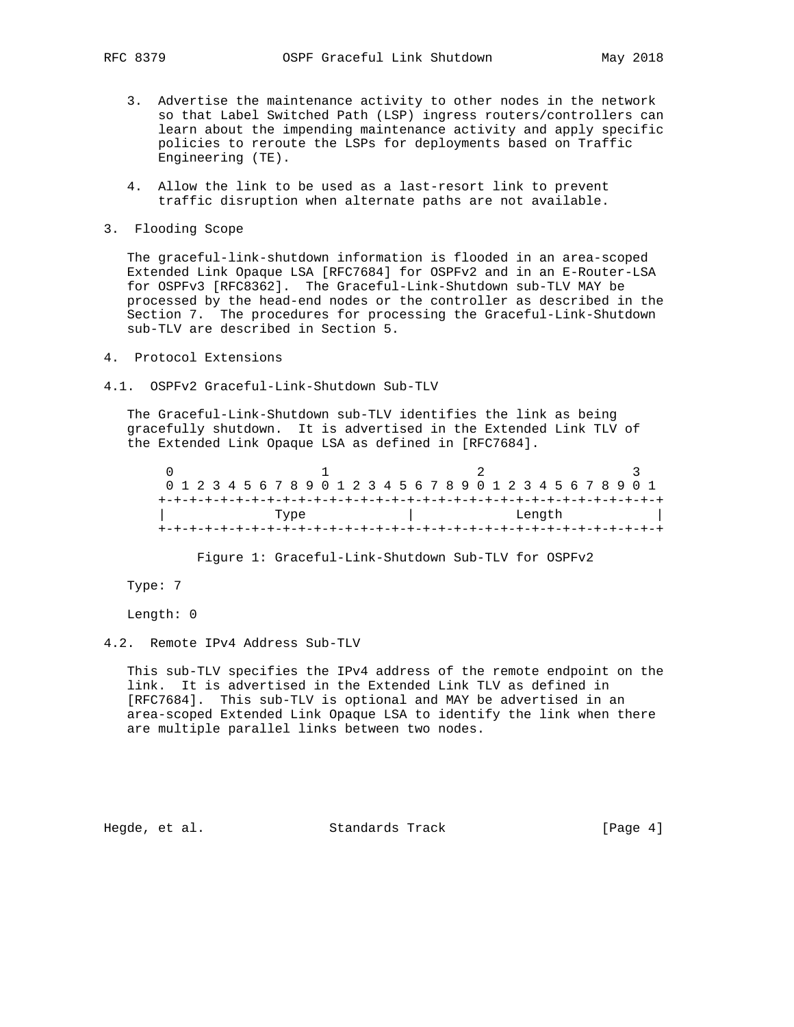3. Advertise the maintenance activity to other nodes in the network so that Label Switched Path (LSP) ingress routers/controllers can learn about the impending maintenance activity and apply specific policies to reroute the LSPs for deployments based on Traffic Engineering (TE).

4. Allow the link to be used as a last-resort link to prevent traffic disruption when alternate paths are not available.

## 3. Flooding Scope

The graceful-link-shutdown information is flooded in an area-scoped Extended Link Opaque LSA [RFC7684] for OSPFv2 and in an E-Router-LSA for OSPFv3 [RFC8362]. The Graceful-Link-Shutdown sub-TLV MAY be processed by the head-end nodes or the controller as described in the Section 7. The procedures for processing the Graceful-Link-Shutdown sub-TLV are described in Section 5.

## 4. Protocol Extensions

### 4.1. OSPFv2 Graceful-Link-Shutdown Sub-TLV

The Graceful-Link-Shutdown sub-TLV identifies the link as being gracefully shutdown. It is advertised in the Extended Link TLV of the Extended Link Opaque LSA as defined in [RFC7684].

```
 0                   1                   2                   3
 0 1 2 3 4 5 6 7 8 9 0 1 2 3 4 5 6 7 8 9 0 1 2 3 4 5 6 7 8 9 0 1
+-+-+-+-+-+-+-+-+-+-+-+-+-+-+-+-+-+-+-+-+-+-+-+-+-+-+-+-+-+-+-+-+
|             Type              |            Length             |
+-+-+-+-+-+-+-+-+-+-+-+-+-+-+-+-+-+-+-+-+-+-+-+-+-+-+-+-+-+-+-+-+
```

Figure 1: Graceful-Link-Shutdown Sub-TLV for OSPFv2

Type: 7

Length: 0

### 4.2. Remote IPv4 Address Sub-TLV

This sub-TLV specifies the IPv4 address of the remote endpoint on the link. It is advertised in the Extended Link TLV as defined in [RFC7684]. This sub-TLV is optional and MAY be advertised in an area-scoped Extended Link Opaque LSA to identify the link when there are multiple parallel links between two nodes.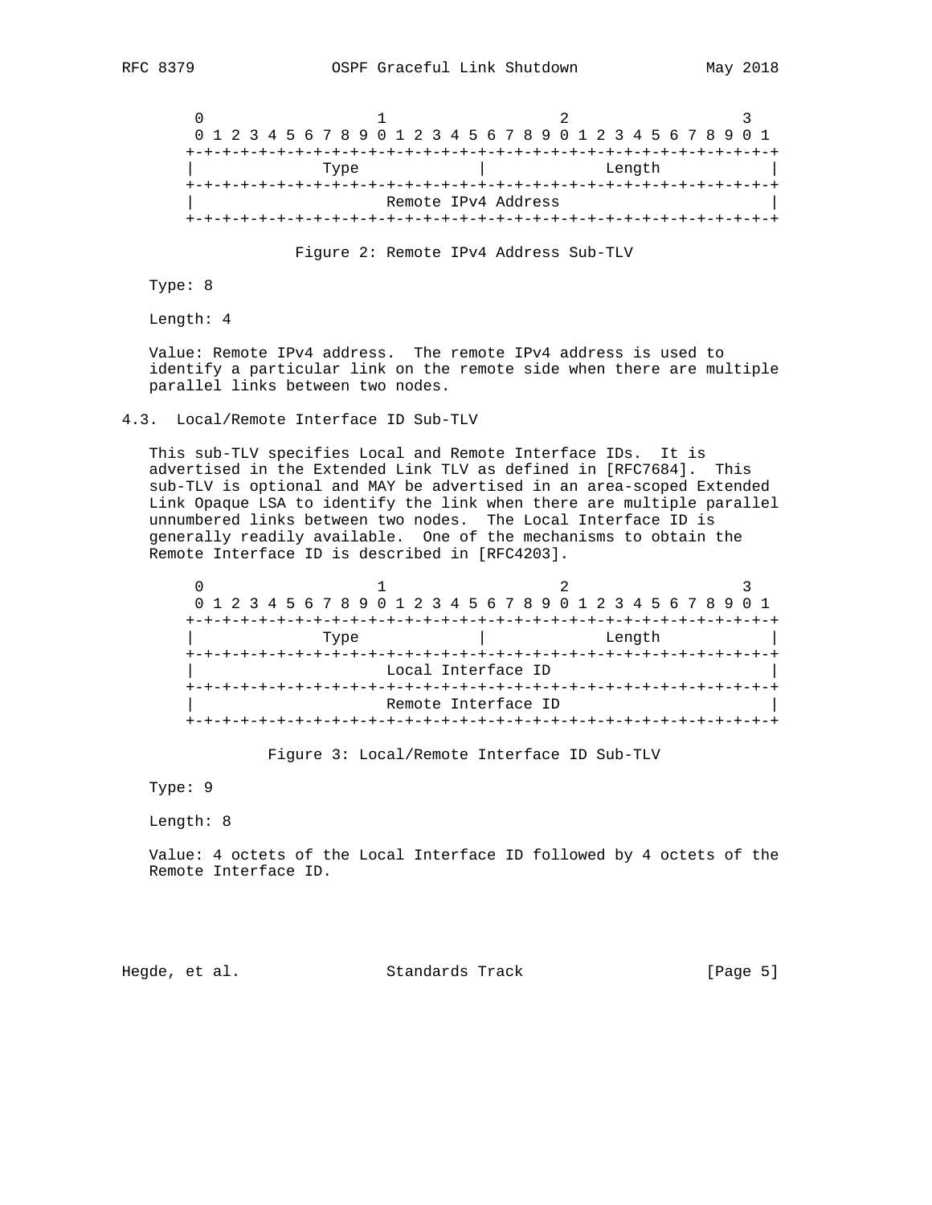```
    0                   1                   2                   3
    0 1 2 3 4 5 6 7 8 9 0 1 2 3 4 5 6 7 8 9 0 1 2 3 4 5 6 7 8 9 0 1
   +-+-+-+-+-+-+-+-+-+-+-+-+-+-+-+-+-+-+-+-+-+-+-+-+-+-+-+-+-+-+-+-+
   |              Type             |             Length            |
   +-+-+-+-+-+-+-+-+-+-+-+-+-+-+-+-+-+-+-+-+-+-+-+-+-+-+-+-+-+-+-+-+
   |                      Remote IPv4 Address                      |
   +-+-+-+-+-+-+-+-+-+-+-+-+-+-+-+-+-+-+-+-+-+-+-+-+-+-+-+-+-+-+-+-+
```

Figure 2: Remote IPv4 Address Sub-TLV

Type: 8

Length: 4

Value: Remote IPv4 address. The remote IPv4 address is used to identify a particular link on the remote side when there are multiple parallel links between two nodes.

## 4.3. Local/Remote Interface ID Sub-TLV

This sub-TLV specifies Local and Remote Interface IDs. It is advertised in the Extended Link TLV as defined in [RFC7684]. This sub-TLV is optional and MAY be advertised in an area-scoped Extended Link Opaque LSA to identify the link when there are multiple parallel unnumbered links between two nodes. The Local Interface ID is generally readily available. One of the mechanisms to obtain the Remote Interface ID is described in [RFC4203].

```
    0                   1                   2                   3
    0 1 2 3 4 5 6 7 8 9 0 1 2 3 4 5 6 7 8 9 0 1 2 3 4 5 6 7 8 9 0 1
   +-+-+-+-+-+-+-+-+-+-+-+-+-+-+-+-+-+-+-+-+-+-+-+-+-+-+-+-+-+-+-+-+
   |              Type             |             Length            |
   +-+-+-+-+-+-+-+-+-+-+-+-+-+-+-+-+-+-+-+-+-+-+-+-+-+-+-+-+-+-+-+-+
   |                       Local Interface ID                      |
   +-+-+-+-+-+-+-+-+-+-+-+-+-+-+-+-+-+-+-+-+-+-+-+-+-+-+-+-+-+-+-+-+
   |                       Remote Interface ID                     |
   +-+-+-+-+-+-+-+-+-+-+-+-+-+-+-+-+-+-+-+-+-+-+-+-+-+-+-+-+-+-+-+-+
```

Figure 3: Local/Remote Interface ID Sub-TLV

Type: 9

Length: 8

Value: 4 octets of the Local Interface ID followed by 4 octets of the Remote Interface ID.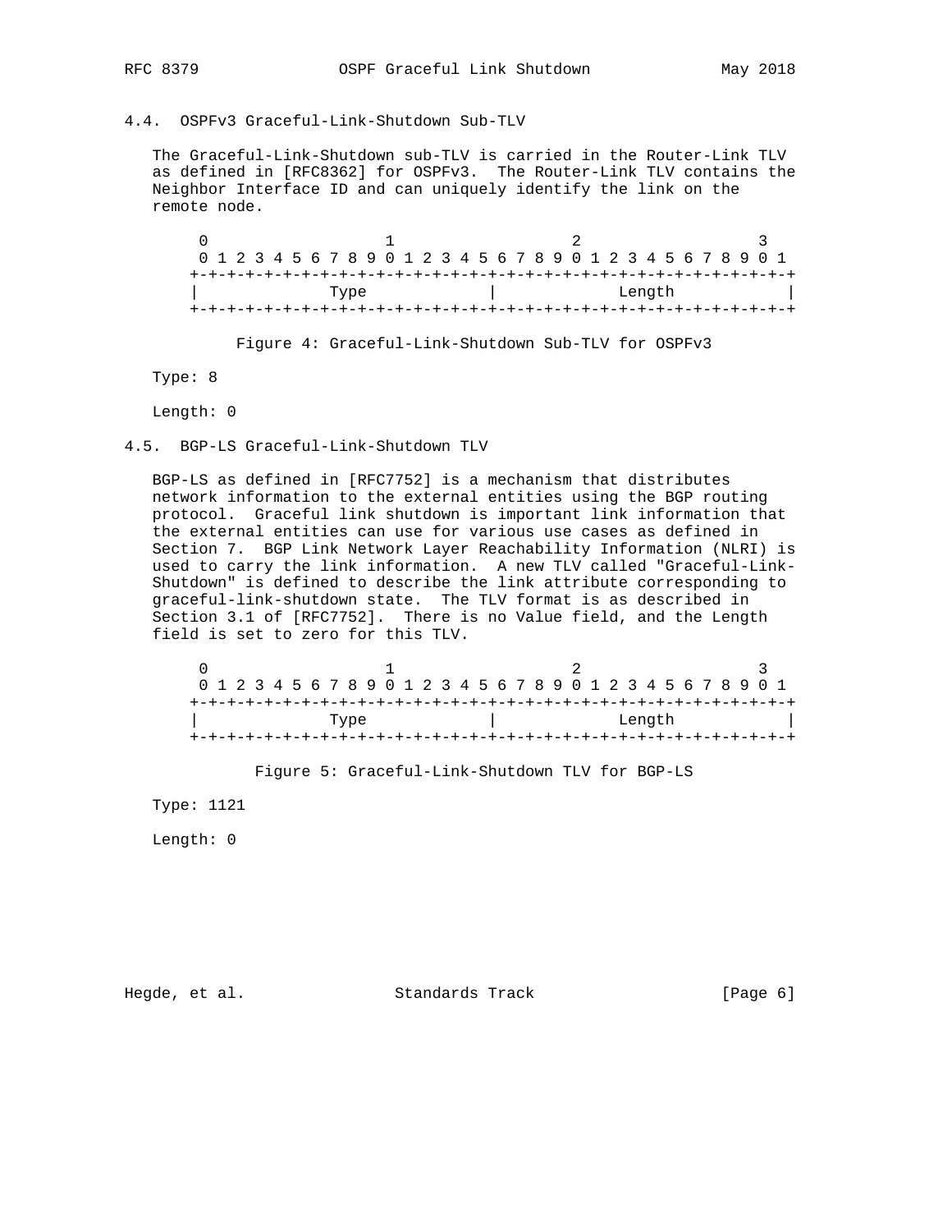## 4.4. OSPFv3 Graceful-Link-Shutdown Sub-TLV

The Graceful-Link-Shutdown sub-TLV is carried in the Router-Link TLV as defined in [RFC8362] for OSPFv3. The Router-Link TLV contains the Neighbor Interface ID and can uniquely identify the link on the remote node.

```
 0                   1                   2                   3
 0 1 2 3 4 5 6 7 8 9 0 1 2 3 4 5 6 7 8 9 0 1 2 3 4 5 6 7 8 9 0 1
+-+-+-+-+-+-+-+-+-+-+-+-+-+-+-+-+-+-+-+-+-+-+-+-+-+-+-+-+-+-+-+-+
|              Type             |             Length            |
+-+-+-+-+-+-+-+-+-+-+-+-+-+-+-+-+-+-+-+-+-+-+-+-+-+-+-+-+-+-+-+-+
```

Figure 4: Graceful-Link-Shutdown Sub-TLV for OSPFv3

Type: 8

Length: 0

## 4.5. BGP-LS Graceful-Link-Shutdown TLV

BGP-LS as defined in [RFC7752] is a mechanism that distributes network information to the external entities using the BGP routing protocol. Graceful link shutdown is important link information that the external entities can use for various use cases as defined in Section 7. BGP Link Network Layer Reachability Information (NLRI) is used to carry the link information. A new TLV called "Graceful-Link-Shutdown" is defined to describe the link attribute corresponding to graceful-link-shutdown state. The TLV format is as described in Section 3.1 of [RFC7752]. There is no Value field, and the Length field is set to zero for this TLV.

```
 0                   1                   2                   3
 0 1 2 3 4 5 6 7 8 9 0 1 2 3 4 5 6 7 8 9 0 1 2 3 4 5 6 7 8 9 0 1
+-+-+-+-+-+-+-+-+-+-+-+-+-+-+-+-+-+-+-+-+-+-+-+-+-+-+-+-+-+-+-+-+
|              Type             |             Length            |
+-+-+-+-+-+-+-+-+-+-+-+-+-+-+-+-+-+-+-+-+-+-+-+-+-+-+-+-+-+-+-+-+
```

Figure 5: Graceful-Link-Shutdown TLV for BGP-LS

Type: 1121

Length: 0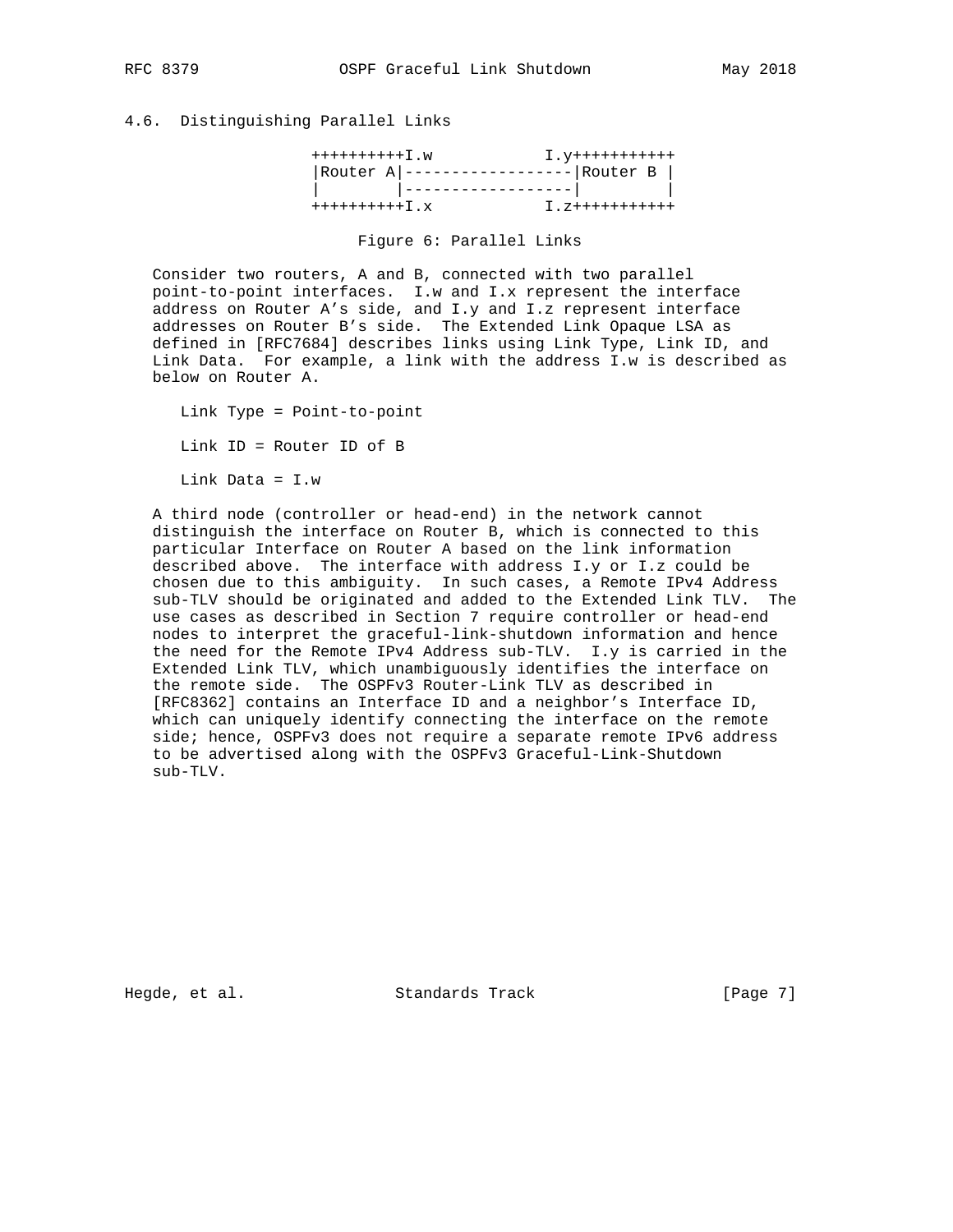### 4.6. Distinguishing Parallel Links

```
++++++++++I.w           I.y+++++++++++
|Router A|------------------|Router B |
|        |------------------|         |
++++++++++I.x           I.z+++++++++++
```

Figure 6: Parallel Links

Consider two routers, A and B, connected with two parallel point-to-point interfaces. I.w and I.x represent the interface address on Router A's side, and I.y and I.z represent interface addresses on Router B's side. The Extended Link Opaque LSA as defined in [RFC7684] describes links using Link Type, Link ID, and Link Data. For example, a link with the address I.w is described as below on Router A.

Link Type = Point-to-point

Link ID = Router ID of B

Link Data = I.w

A third node (controller or head-end) in the network cannot distinguish the interface on Router B, which is connected to this particular Interface on Router A based on the link information described above. The interface with address I.y or I.z could be chosen due to this ambiguity. In such cases, a Remote IPv4 Address sub-TLV should be originated and added to the Extended Link TLV. The use cases as described in Section 7 require controller or head-end nodes to interpret the graceful-link-shutdown information and hence the need for the Remote IPv4 Address sub-TLV. I.y is carried in the Extended Link TLV, which unambiguously identifies the interface on the remote side. The OSPFv3 Router-Link TLV as described in [RFC8362] contains an Interface ID and a neighbor's Interface ID, which can uniquely identify connecting the interface on the remote side; hence, OSPFv3 does not require a separate remote IPv6 address to be advertised along with the OSPFv3 Graceful-Link-Shutdown sub-TLV.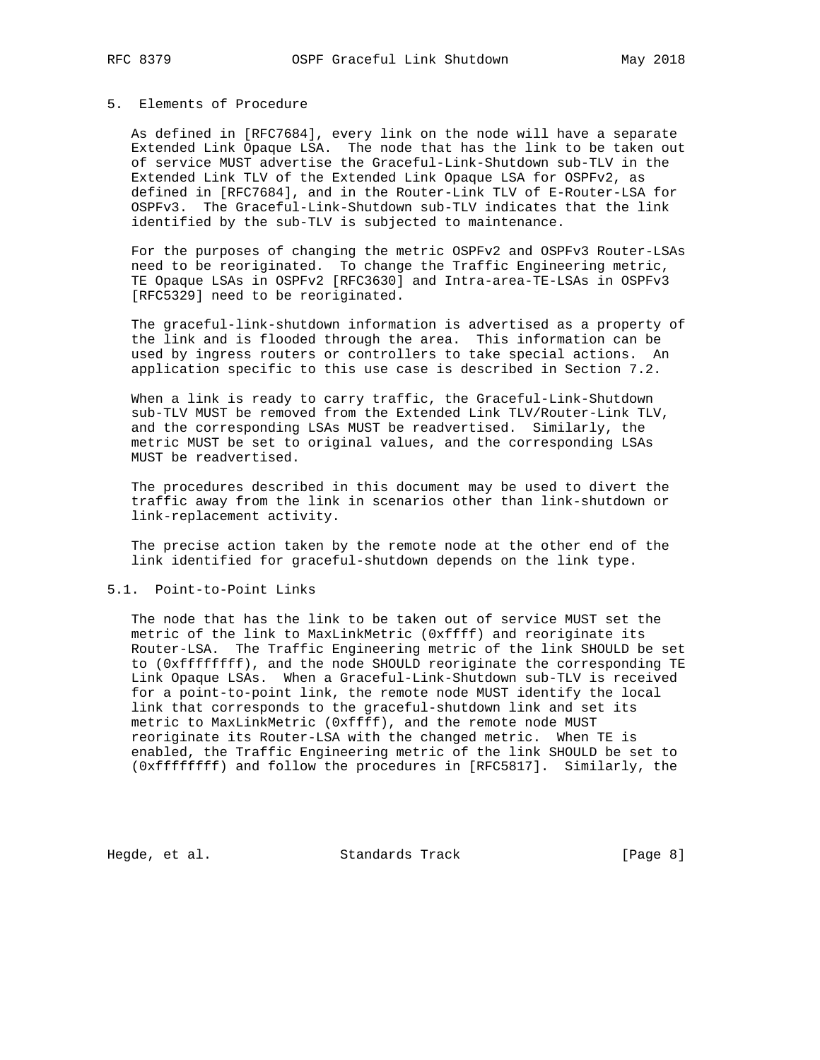## 5. Elements of Procedure

As defined in [RFC7684], every link on the node will have a separate Extended Link Opaque LSA. The node that has the link to be taken out of service MUST advertise the Graceful-Link-Shutdown sub-TLV in the Extended Link TLV of the Extended Link Opaque LSA for OSPFv2, as defined in [RFC7684], and in the Router-Link TLV of E-Router-LSA for OSPFv3. The Graceful-Link-Shutdown sub-TLV indicates that the link identified by the sub-TLV is subjected to maintenance.

For the purposes of changing the metric OSPFv2 and OSPFv3 Router-LSAs need to be reoriginated. To change the Traffic Engineering metric, TE Opaque LSAs in OSPFv2 [RFC3630] and Intra-area-TE-LSAs in OSPFv3 [RFC5329] need to be reoriginated.

The graceful-link-shutdown information is advertised as a property of the link and is flooded through the area. This information can be used by ingress routers or controllers to take special actions. An application specific to this use case is described in Section 7.2.

When a link is ready to carry traffic, the Graceful-Link-Shutdown sub-TLV MUST be removed from the Extended Link TLV/Router-Link TLV, and the corresponding LSAs MUST be readvertised. Similarly, the metric MUST be set to original values, and the corresponding LSAs MUST be readvertised.

The procedures described in this document may be used to divert the traffic away from the link in scenarios other than link-shutdown or link-replacement activity.

The precise action taken by the remote node at the other end of the link identified for graceful-shutdown depends on the link type.

### 5.1. Point-to-Point Links

The node that has the link to be taken out of service MUST set the metric of the link to MaxLinkMetric (0xffff) and reoriginate its Router-LSA. The Traffic Engineering metric of the link SHOULD be set to (0xffffffff), and the node SHOULD reoriginate the corresponding TE Link Opaque LSAs. When a Graceful-Link-Shutdown sub-TLV is received for a point-to-point link, the remote node MUST identify the local link that corresponds to the graceful-shutdown link and set its metric to MaxLinkMetric (0xffff), and the remote node MUST reoriginate its Router-LSA with the changed metric. When TE is enabled, the Traffic Engineering metric of the link SHOULD be set to (0xffffffff) and follow the procedures in [RFC5817]. Similarly, the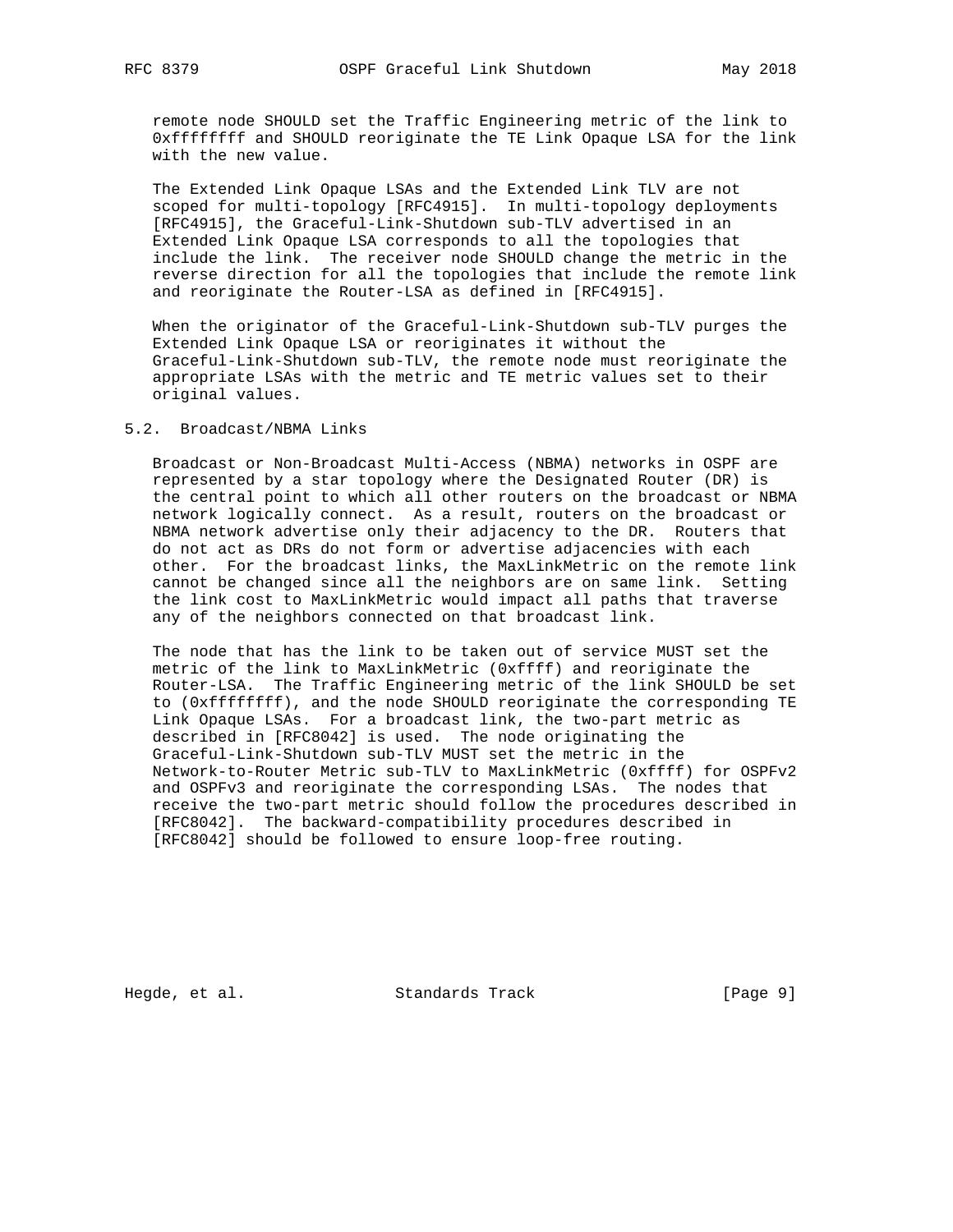remote node SHOULD set the Traffic Engineering metric of the link to 0xffffffff and SHOULD reoriginate the TE Link Opaque LSA for the link with the new value.

The Extended Link Opaque LSAs and the Extended Link TLV are not scoped for multi-topology [RFC4915]. In multi-topology deployments [RFC4915], the Graceful-Link-Shutdown sub-TLV advertised in an Extended Link Opaque LSA corresponds to all the topologies that include the link. The receiver node SHOULD change the metric in the reverse direction for all the topologies that include the remote link and reoriginate the Router-LSA as defined in [RFC4915].

When the originator of the Graceful-Link-Shutdown sub-TLV purges the Extended Link Opaque LSA or reoriginates it without the Graceful-Link-Shutdown sub-TLV, the remote node must reoriginate the appropriate LSAs with the metric and TE metric values set to their original values.

### 5.2. Broadcast/NBMA Links

Broadcast or Non-Broadcast Multi-Access (NBMA) networks in OSPF are represented by a star topology where the Designated Router (DR) is the central point to which all other routers on the broadcast or NBMA network logically connect. As a result, routers on the broadcast or NBMA network advertise only their adjacency to the DR. Routers that do not act as DRs do not form or advertise adjacencies with each other. For the broadcast links, the MaxLinkMetric on the remote link cannot be changed since all the neighbors are on same link. Setting the link cost to MaxLinkMetric would impact all paths that traverse any of the neighbors connected on that broadcast link.

The node that has the link to be taken out of service MUST set the metric of the link to MaxLinkMetric (0xffff) and reoriginate the Router-LSA. The Traffic Engineering metric of the link SHOULD be set to (0xffffffff), and the node SHOULD reoriginate the corresponding TE Link Opaque LSAs. For a broadcast link, the two-part metric as described in [RFC8042] is used. The node originating the Graceful-Link-Shutdown sub-TLV MUST set the metric in the Network-to-Router Metric sub-TLV to MaxLinkMetric (0xffff) for OSPFv2 and OSPFv3 and reoriginate the corresponding LSAs. The nodes that receive the two-part metric should follow the procedures described in [RFC8042]. The backward-compatibility procedures described in [RFC8042] should be followed to ensure loop-free routing.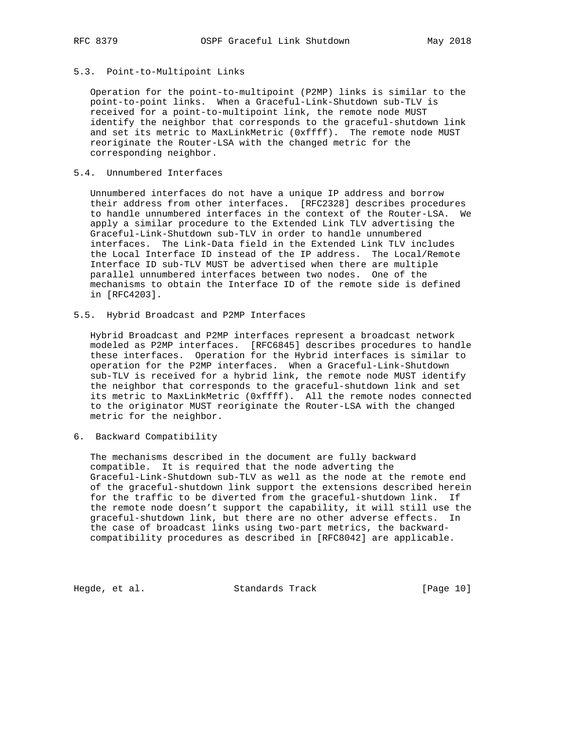### 5.3. Point-to-Multipoint Links

Operation for the point-to-multipoint (P2MP) links is similar to the point-to-point links. When a Graceful-Link-Shutdown sub-TLV is received for a point-to-multipoint link, the remote node MUST identify the neighbor that corresponds to the graceful-shutdown link and set its metric to MaxLinkMetric (0xffff). The remote node MUST reoriginate the Router-LSA with the changed metric for the corresponding neighbor.

### 5.4. Unnumbered Interfaces

Unnumbered interfaces do not have a unique IP address and borrow their address from other interfaces. [RFC2328] describes procedures to handle unnumbered interfaces in the context of the Router-LSA. We apply a similar procedure to the Extended Link TLV advertising the Graceful-Link-Shutdown sub-TLV in order to handle unnumbered interfaces. The Link-Data field in the Extended Link TLV includes the Local Interface ID instead of the IP address. The Local/Remote Interface ID sub-TLV MUST be advertised when there are multiple parallel unnumbered interfaces between two nodes. One of the mechanisms to obtain the Interface ID of the remote side is defined in [RFC4203].

### 5.5. Hybrid Broadcast and P2MP Interfaces

Hybrid Broadcast and P2MP interfaces represent a broadcast network modeled as P2MP interfaces. [RFC6845] describes procedures to handle these interfaces. Operation for the Hybrid interfaces is similar to operation for the P2MP interfaces. When a Graceful-Link-Shutdown sub-TLV is received for a hybrid link, the remote node MUST identify the neighbor that corresponds to the graceful-shutdown link and set its metric to MaxLinkMetric (0xffff). All the remote nodes connected to the originator MUST reoriginate the Router-LSA with the changed metric for the neighbor.

## 6. Backward Compatibility

The mechanisms described in the document are fully backward compatible. It is required that the node adverting the Graceful-Link-Shutdown sub-TLV as well as the node at the remote end of the graceful-shutdown link support the extensions described herein for the traffic to be diverted from the graceful-shutdown link. If the remote node doesn't support the capability, it will still use the graceful-shutdown link, but there are no other adverse effects. In the case of broadcast links using two-part metrics, the backward-compatibility procedures as described in [RFC8042] are applicable.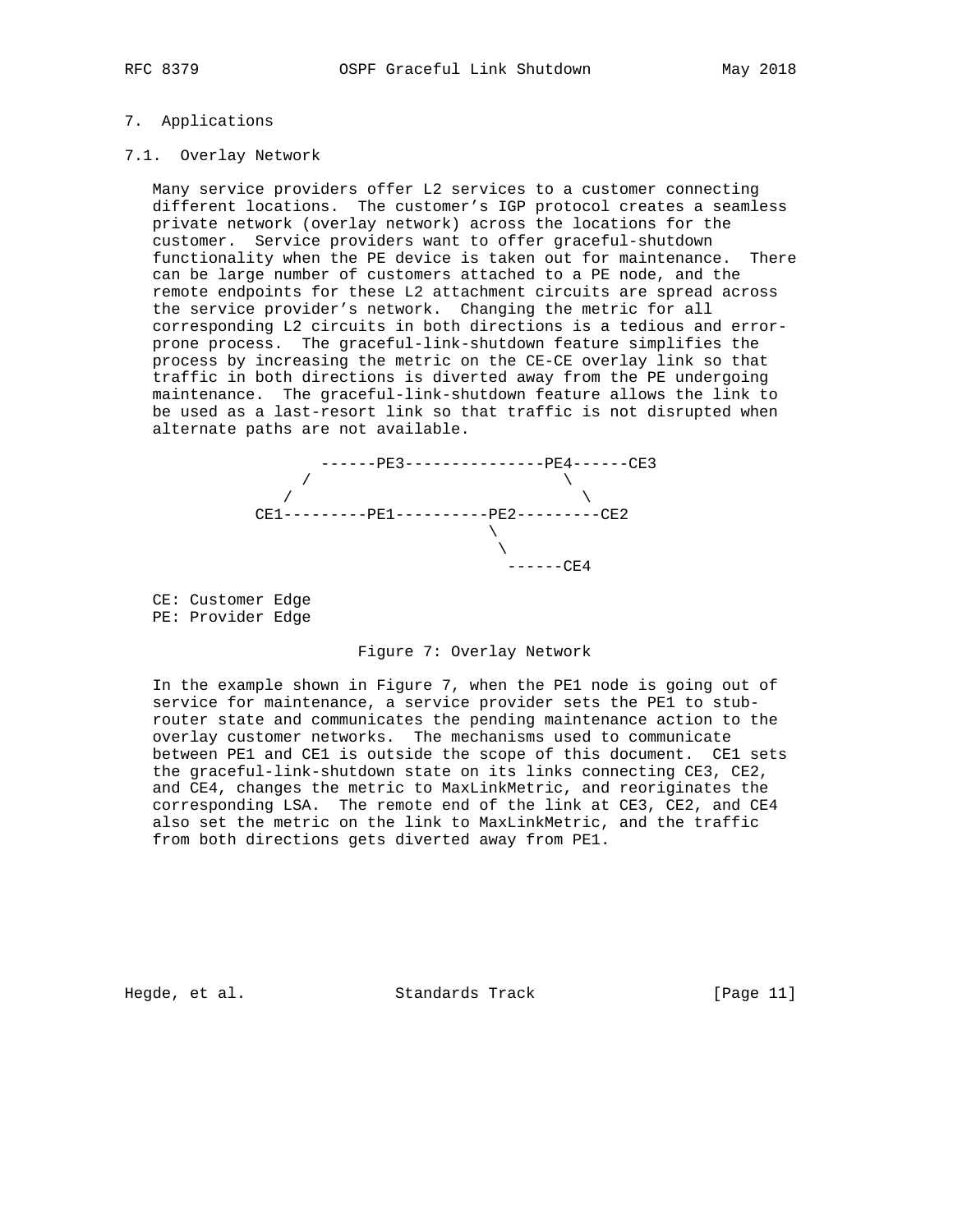## 7. Applications

### 7.1. Overlay Network

Many service providers offer L2 services to a customer connecting different locations. The customer's IGP protocol creates a seamless private network (overlay network) across the locations for the customer. Service providers want to offer graceful-shutdown functionality when the PE device is taken out for maintenance. There can be large number of customers attached to a PE node, and the remote endpoints for these L2 attachment circuits are spread across the service provider's network. Changing the metric for all corresponding L2 circuits in both directions is a tedious and error-prone process. The graceful-link-shutdown feature simplifies the process by increasing the metric on the CE-CE overlay link so that traffic in both directions is diverted away from the PE undergoing maintenance. The graceful-link-shutdown feature allows the link to be used as a last-resort link so that traffic is not disrupted when alternate paths are not available.

```
              ------PE3---------------PE4------CE3
             /                          \
            /                            \
         CE1---------PE1----------PE2---------CE2
                                   \
                                    \
                                     ------CE4
```

CE: Customer Edge
PE: Provider Edge

Figure 7: Overlay Network

In the example shown in Figure 7, when the PE1 node is going out of service for maintenance, a service provider sets the PE1 to stub-router state and communicates the pending maintenance action to the overlay customer networks. The mechanisms used to communicate between PE1 and CE1 is outside the scope of this document. CE1 sets the graceful-link-shutdown state on its links connecting CE3, CE2, and CE4, changes the metric to MaxLinkMetric, and reoriginates the corresponding LSA. The remote end of the link at CE3, CE2, and CE4 also set the metric on the link to MaxLinkMetric, and the traffic from both directions gets diverted away from PE1.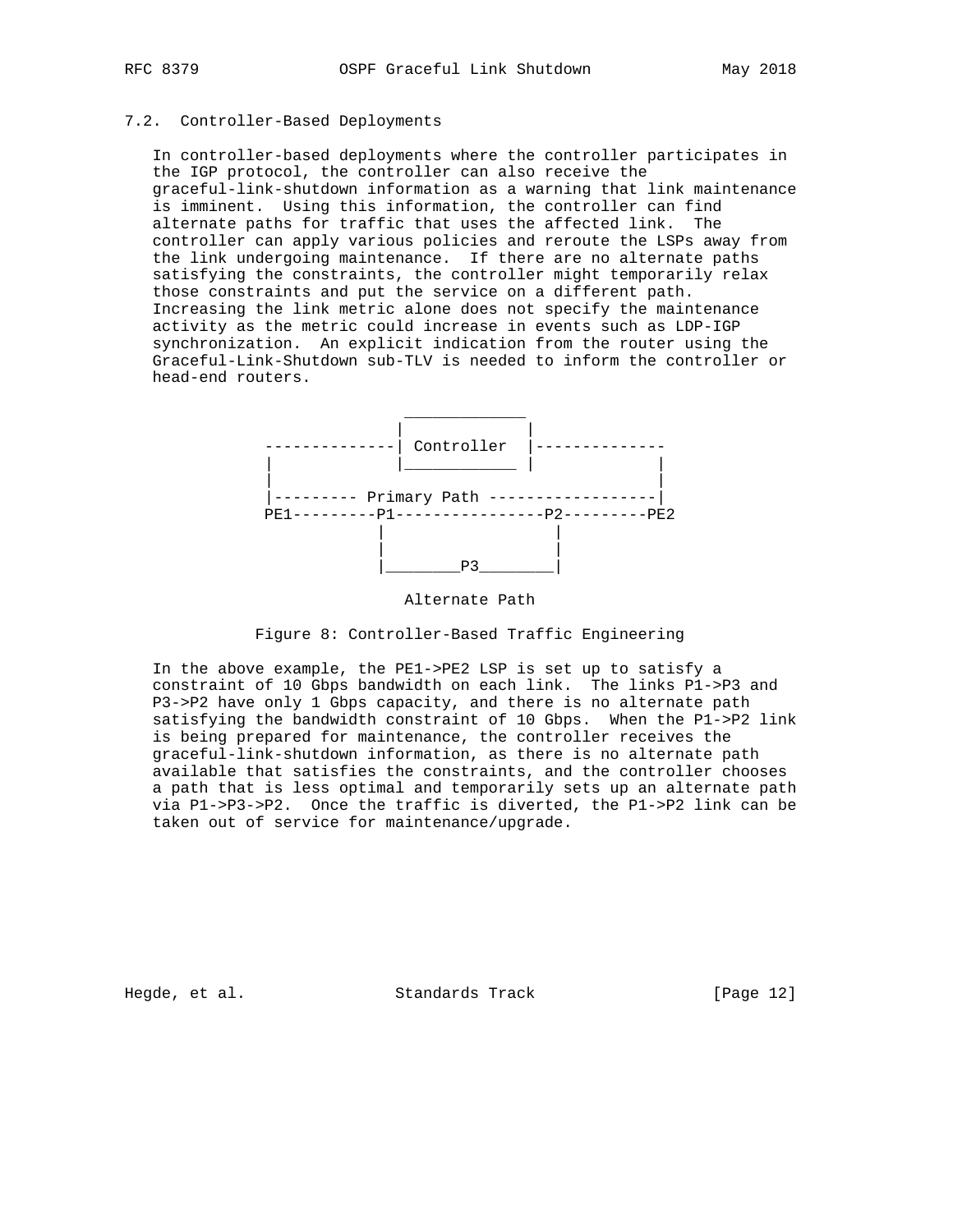### 7.2. Controller-Based Deployments

In controller-based deployments where the controller participates in the IGP protocol, the controller can also receive the graceful-link-shutdown information as a warning that link maintenance is imminent. Using this information, the controller can find alternate paths for traffic that uses the affected link. The controller can apply various policies and reroute the LSPs away from the link undergoing maintenance. If there are no alternate paths satisfying the constraints, the controller might temporarily relax those constraints and put the service on a different path. Increasing the link metric alone does not specify the maintenance activity as the metric could increase in events such as LDP-IGP synchronization. An explicit indication from the router using the Graceful-Link-Shutdown sub-TLV is needed to inform the controller or head-end routers.

```
                     _____________
                    |             |
     ---------------| Controller  |--------------
     |              |____________ |             |
     |                                          |
     |--------- Primary Path ------------------|
     PE1---------P1----------------P2---------PE2
                 |                  |
                 |                  |
                 |________P3________|

                  Alternate Path
```

Figure 8: Controller-Based Traffic Engineering

In the above example, the PE1->PE2 LSP is set up to satisfy a constraint of 10 Gbps bandwidth on each link. The links P1->P3 and P3->P2 have only 1 Gbps capacity, and there is no alternate path satisfying the bandwidth constraint of 10 Gbps. When the P1->P2 link is being prepared for maintenance, the controller receives the graceful-link-shutdown information, as there is no alternate path available that satisfies the constraints, and the controller chooses a path that is less optimal and temporarily sets up an alternate path via P1->P3->P2. Once the traffic is diverted, the P1->P2 link can be taken out of service for maintenance/upgrade.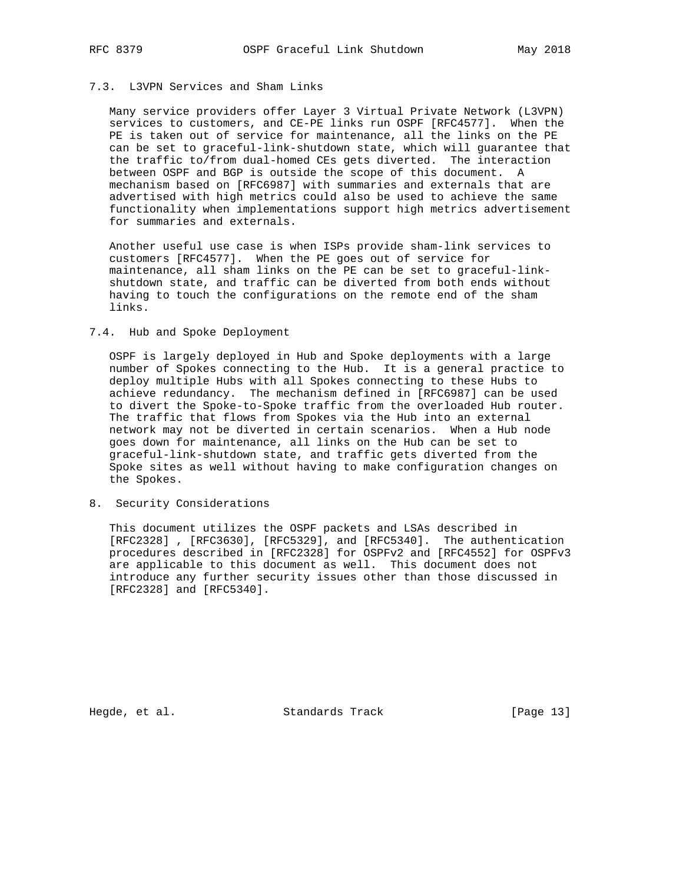### 7.3. L3VPN Services and Sham Links

Many service providers offer Layer 3 Virtual Private Network (L3VPN) services to customers, and CE-PE links run OSPF [RFC4577]. When the PE is taken out of service for maintenance, all the links on the PE can be set to graceful-link-shutdown state, which will guarantee that the traffic to/from dual-homed CEs gets diverted. The interaction between OSPF and BGP is outside the scope of this document. A mechanism based on [RFC6987] with summaries and externals that are advertised with high metrics could also be used to achieve the same functionality when implementations support high metrics advertisement for summaries and externals.

Another useful use case is when ISPs provide sham-link services to customers [RFC4577]. When the PE goes out of service for maintenance, all sham links on the PE can be set to graceful-link-shutdown state, and traffic can be diverted from both ends without having to touch the configurations on the remote end of the sham links.

### 7.4. Hub and Spoke Deployment

OSPF is largely deployed in Hub and Spoke deployments with a large number of Spokes connecting to the Hub. It is a general practice to deploy multiple Hubs with all Spokes connecting to these Hubs to achieve redundancy. The mechanism defined in [RFC6987] can be used to divert the Spoke-to-Spoke traffic from the overloaded Hub router. The traffic that flows from Spokes via the Hub into an external network may not be diverted in certain scenarios. When a Hub node goes down for maintenance, all links on the Hub can be set to graceful-link-shutdown state, and traffic gets diverted from the Spoke sites as well without having to make configuration changes on the Spokes.

## 8. Security Considerations

This document utilizes the OSPF packets and LSAs described in [RFC2328] , [RFC3630], [RFC5329], and [RFC5340]. The authentication procedures described in [RFC2328] for OSPFv2 and [RFC4552] for OSPFv3 are applicable to this document as well. This document does not introduce any further security issues other than those discussed in [RFC2328] and [RFC5340].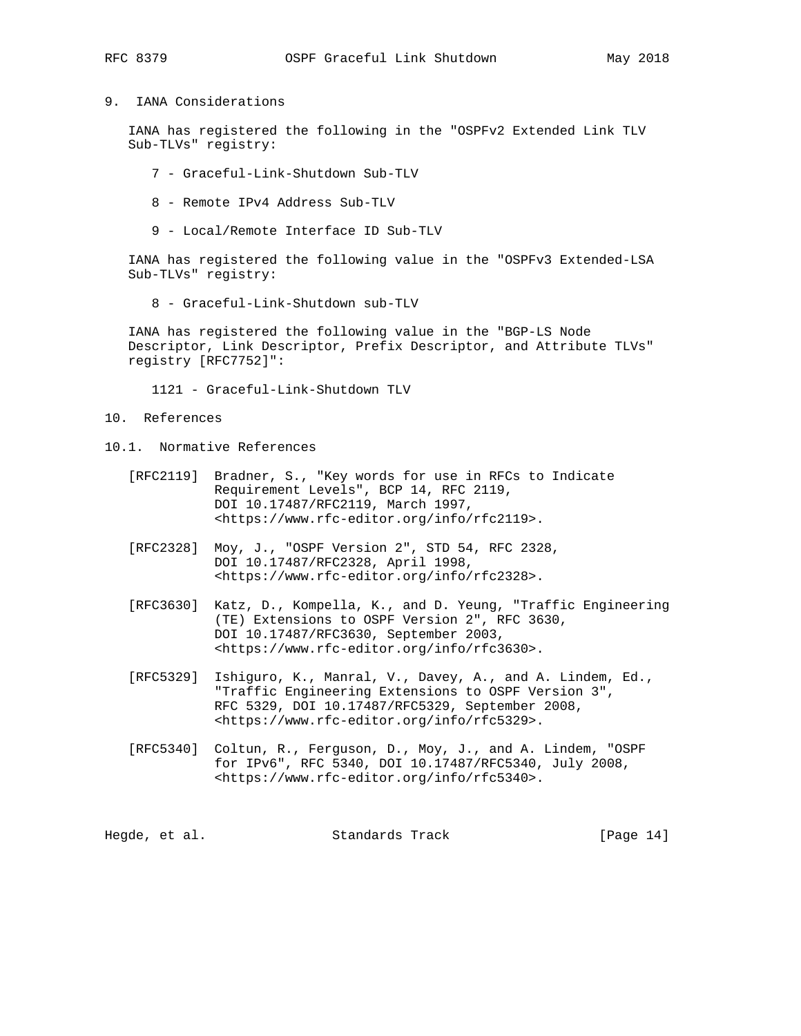## 9. IANA Considerations

IANA has registered the following in the "OSPFv2 Extended Link TLV Sub-TLVs" registry:

7 - Graceful-Link-Shutdown Sub-TLV

8 - Remote IPv4 Address Sub-TLV

9 - Local/Remote Interface ID Sub-TLV

IANA has registered the following value in the "OSPFv3 Extended-LSA Sub-TLVs" registry:

8 - Graceful-Link-Shutdown sub-TLV

IANA has registered the following value in the "BGP-LS Node Descriptor, Link Descriptor, Prefix Descriptor, and Attribute TLVs" registry [RFC7752]":

1121 - Graceful-Link-Shutdown TLV

## 10. References

### 10.1. Normative References

[RFC2119] Bradner, S., "Key words for use in RFCs to Indicate Requirement Levels", BCP 14, RFC 2119, DOI 10.17487/RFC2119, March 1997, <https://www.rfc-editor.org/info/rfc2119>.

[RFC2328] Moy, J., "OSPF Version 2", STD 54, RFC 2328, DOI 10.17487/RFC2328, April 1998, <https://www.rfc-editor.org/info/rfc2328>.

[RFC3630] Katz, D., Kompella, K., and D. Yeung, "Traffic Engineering (TE) Extensions to OSPF Version 2", RFC 3630, DOI 10.17487/RFC3630, September 2003, <https://www.rfc-editor.org/info/rfc3630>.

[RFC5329] Ishiguro, K., Manral, V., Davey, A., and A. Lindem, Ed., "Traffic Engineering Extensions to OSPF Version 3", RFC 5329, DOI 10.17487/RFC5329, September 2008, <https://www.rfc-editor.org/info/rfc5329>.

[RFC5340] Coltun, R., Ferguson, D., Moy, J., and A. Lindem, "OSPF for IPv6", RFC 5340, DOI 10.17487/RFC5340, July 2008, <https://www.rfc-editor.org/info/rfc5340>.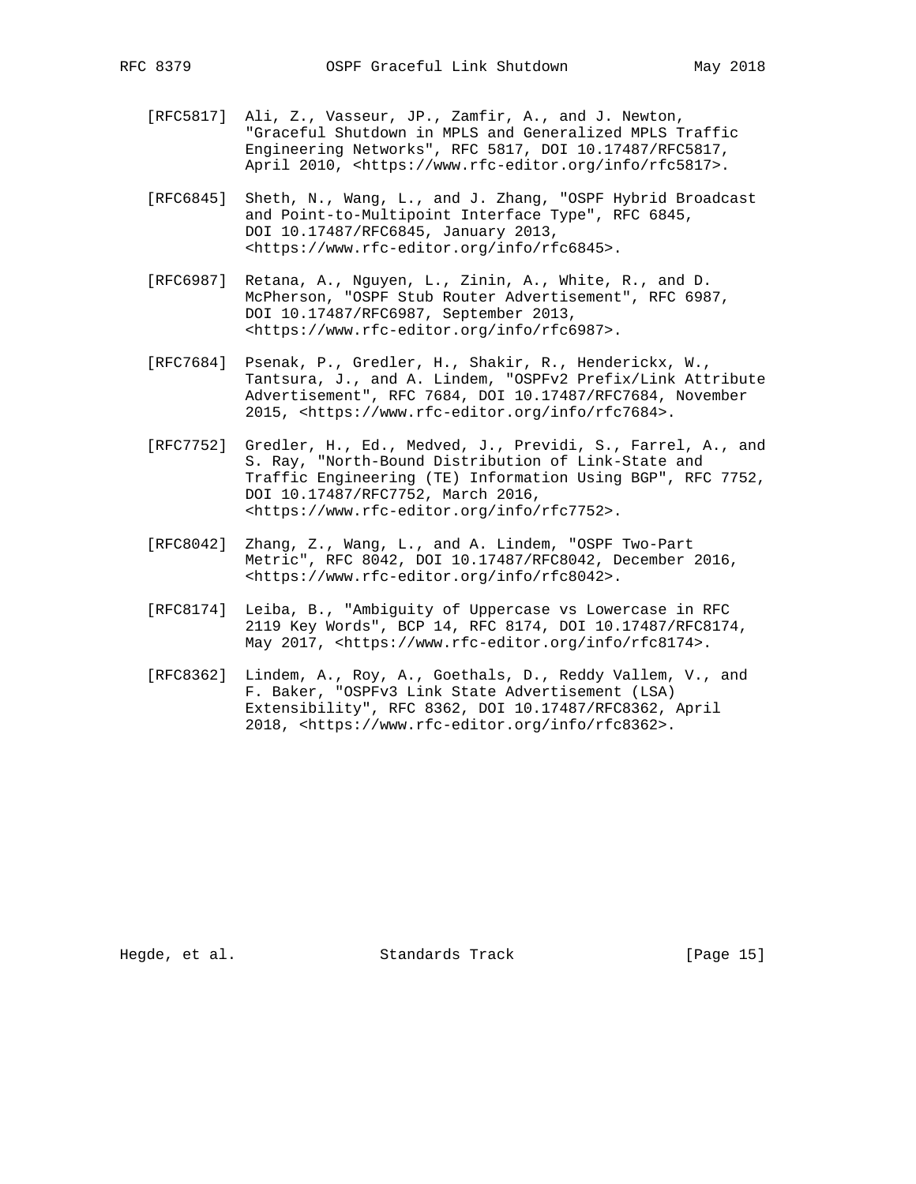[RFC5817] Ali, Z., Vasseur, JP., Zamfir, A., and J. Newton, "Graceful Shutdown in MPLS and Generalized MPLS Traffic Engineering Networks", RFC 5817, DOI 10.17487/RFC5817, April 2010, <https://www.rfc-editor.org/info/rfc5817>.

[RFC6845] Sheth, N., Wang, L., and J. Zhang, "OSPF Hybrid Broadcast and Point-to-Multipoint Interface Type", RFC 6845, DOI 10.17487/RFC6845, January 2013, <https://www.rfc-editor.org/info/rfc6845>.

[RFC6987] Retana, A., Nguyen, L., Zinin, A., White, R., and D. McPherson, "OSPF Stub Router Advertisement", RFC 6987, DOI 10.17487/RFC6987, September 2013, <https://www.rfc-editor.org/info/rfc6987>.

[RFC7684] Psenak, P., Gredler, H., Shakir, R., Henderickx, W., Tantsura, J., and A. Lindem, "OSPFv2 Prefix/Link Attribute Advertisement", RFC 7684, DOI 10.17487/RFC7684, November 2015, <https://www.rfc-editor.org/info/rfc7684>.

[RFC7752] Gredler, H., Ed., Medved, J., Previdi, S., Farrel, A., and S. Ray, "North-Bound Distribution of Link-State and Traffic Engineering (TE) Information Using BGP", RFC 7752, DOI 10.17487/RFC7752, March 2016, <https://www.rfc-editor.org/info/rfc7752>.

[RFC8042] Zhang, Z., Wang, L., and A. Lindem, "OSPF Two-Part Metric", RFC 8042, DOI 10.17487/RFC8042, December 2016, <https://www.rfc-editor.org/info/rfc8042>.

[RFC8174] Leiba, B., "Ambiguity of Uppercase vs Lowercase in RFC 2119 Key Words", BCP 14, RFC 8174, DOI 10.17487/RFC8174, May 2017, <https://www.rfc-editor.org/info/rfc8174>.

[RFC8362] Lindem, A., Roy, A., Goethals, D., Reddy Vallem, V., and F. Baker, "OSPFv3 Link State Advertisement (LSA) Extensibility", RFC 8362, DOI 10.17487/RFC8362, April 2018, <https://www.rfc-editor.org/info/rfc8362>.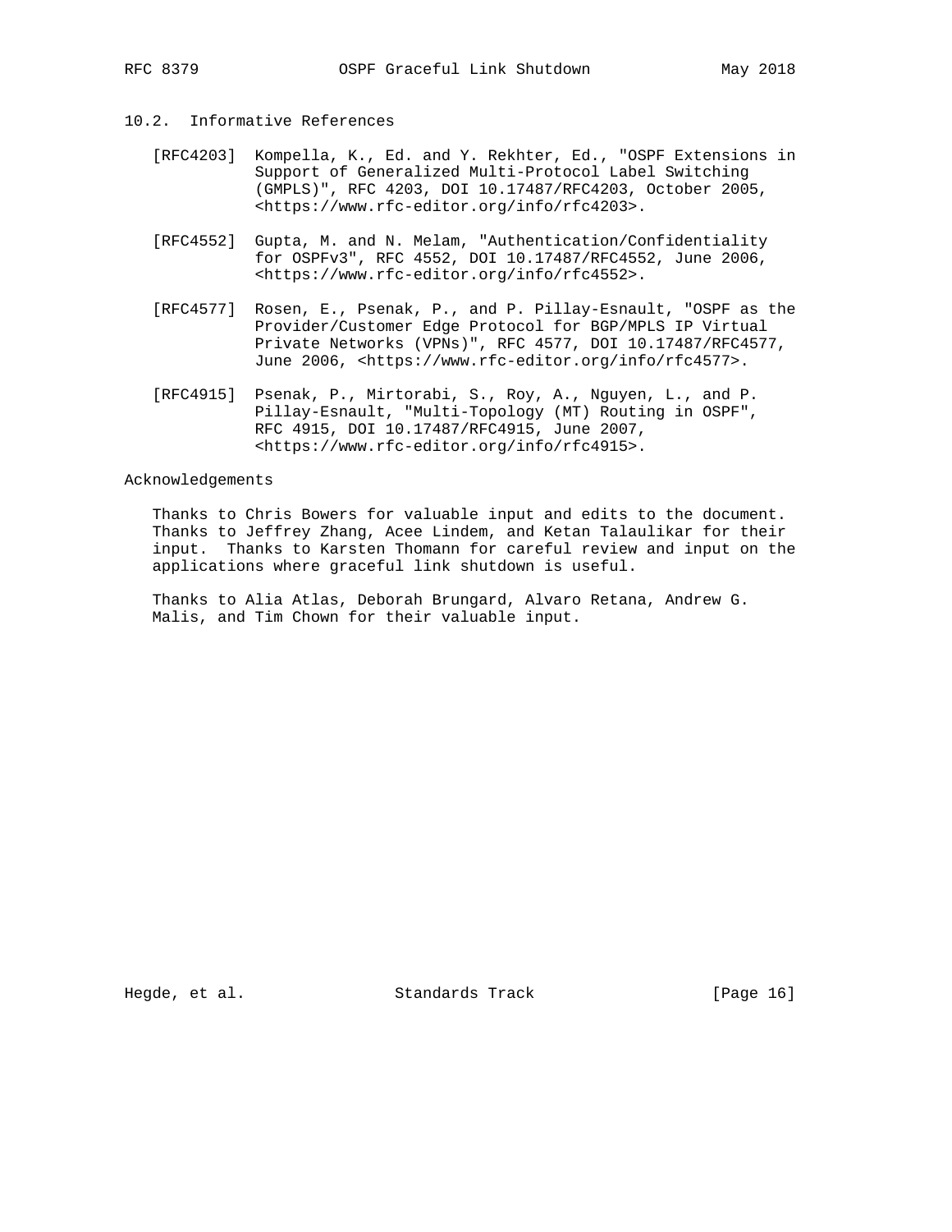## 10.2. Informative References

[RFC4203] Kompella, K., Ed. and Y. Rekhter, Ed., "OSPF Extensions in Support of Generalized Multi-Protocol Label Switching (GMPLS)", RFC 4203, DOI 10.17487/RFC4203, October 2005, <https://www.rfc-editor.org/info/rfc4203>.

[RFC4552] Gupta, M. and N. Melam, "Authentication/Confidentiality for OSPFv3", RFC 4552, DOI 10.17487/RFC4552, June 2006, <https://www.rfc-editor.org/info/rfc4552>.

[RFC4577] Rosen, E., Psenak, P., and P. Pillay-Esnault, "OSPF as the Provider/Customer Edge Protocol for BGP/MPLS IP Virtual Private Networks (VPNs)", RFC 4577, DOI 10.17487/RFC4577, June 2006, <https://www.rfc-editor.org/info/rfc4577>.

[RFC4915] Psenak, P., Mirtorabi, S., Roy, A., Nguyen, L., and P. Pillay-Esnault, "Multi-Topology (MT) Routing in OSPF", RFC 4915, DOI 10.17487/RFC4915, June 2007, <https://www.rfc-editor.org/info/rfc4915>.

## Acknowledgements

Thanks to Chris Bowers for valuable input and edits to the document. Thanks to Jeffrey Zhang, Acee Lindem, and Ketan Talaulikar for their input. Thanks to Karsten Thomann for careful review and input on the applications where graceful link shutdown is useful.

Thanks to Alia Atlas, Deborah Brungard, Alvaro Retana, Andrew G. Malis, and Tim Chown for their valuable input.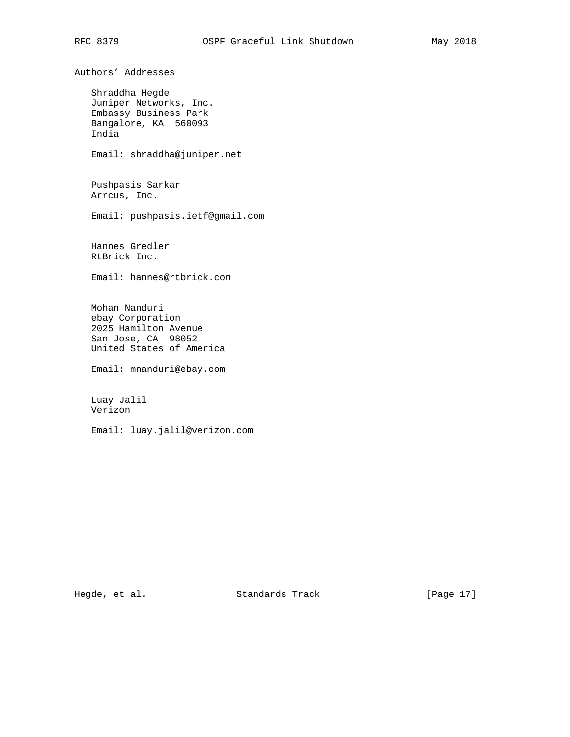## Authors' Addresses

Shraddha Hegde
Juniper Networks, Inc.
Embassy Business Park
Bangalore, KA  560093
India

Email: shraddha@juniper.net

Pushpasis Sarkar
Arrcus, Inc.

Email: pushpasis.ietf@gmail.com

Hannes Gredler
RtBrick Inc.

Email: hannes@rtbrick.com

Mohan Nanduri
ebay Corporation
2025 Hamilton Avenue
San Jose, CA  98052
United States of America

Email: mnanduri@ebay.com

Luay Jalil
Verizon

Email: luay.jalil@verizon.com